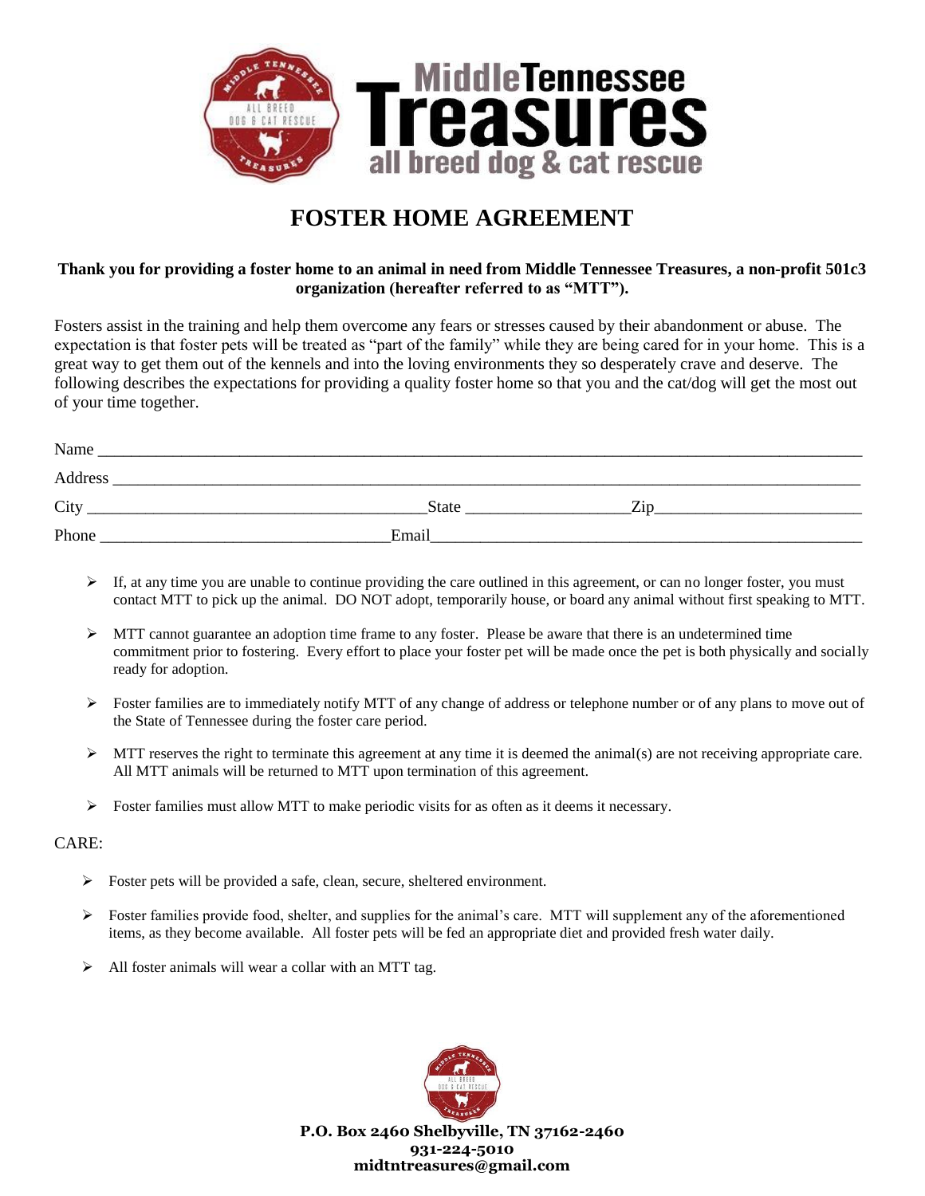# FOSTER HOME AGREEMENT

**Thank you for providing a foster home to an animal in need from Middle Tennessee Treasures, a non-profit 501c3 organization (hereafter referred to as "MTT").**

Fosters assist in the training and help them overcome any fears or stresses caused by their abandonment or abuse. The expectation is that foster pets will be treated as "part of the family" while they are being cared for in your home. This is a great way to get them out of the kennels and into the loving environments they so desperately crave and deserve. The following describes the expectations for providing a quality foster home so that you and the cat/dog will get the most out of your time together.

Name ________________________________________________________________________________

Address ______________________________________________________________________________

City ______________________________________State ___________________Zip________________________

Phone __________________________________Email____________________________________________________

- If, at any time you are unable to continue providing the care outlined in this agreement, or can no longer foster, you must contact MTT to pick up the animal. DO NOT adopt, temporarily house, or board any animal without first speaking to MTT.
- MTT cannot guarantee an adoption time frame to any foster. Please be aware that there is an undetermined time commitment prior to fostering. Every effort to place your foster pet will be made once the pet is both physically and socially ready for adoption.
- Foster families are to immediately notify MTT of any change of address or telephone number or of any plans to move out of the State of Tennessee during the foster care period.
- MTT reserves the right to terminate this agreement at any time it is deemed the animal(s) are not receiving appropriate care. All MTT animals will be returned to MTT upon termination of this agreement.
- Foster families must allow MTT to make periodic visits for as often as it deems it necessary.

CARE:

- Foster pets will be provided a safe, clean, secure, sheltered environment.
- Foster families provide food, shelter, and supplies for the animal's care. MTT will supplement any of the aforementioned items, as they become available. All foster pets will be fed an appropriate diet and provided fresh water daily.
- All foster animals will wear a collar with an MTT tag.

**P.O. Box 2460 Shelbyville, TN 37162-2460**
**931-224-5010**
**midtntreasures@gmail.com**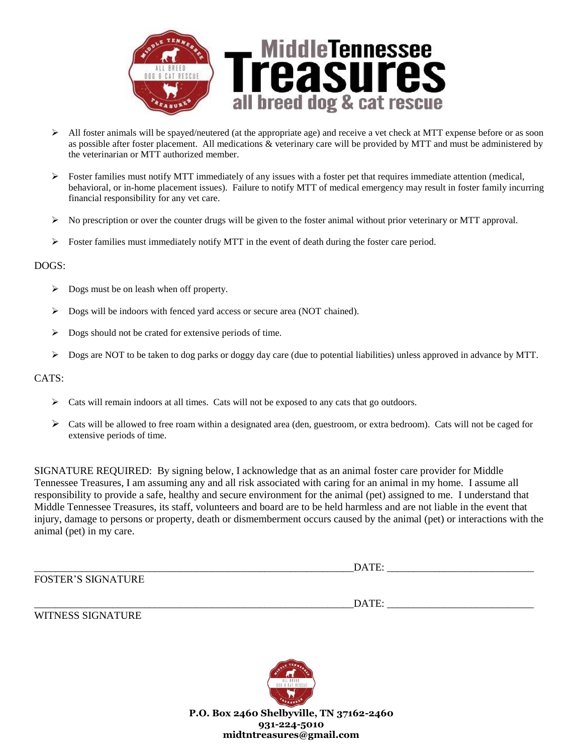# Middle Tennessee Treasures

all breed dog & cat rescue

- All foster animals will be spayed/neutered (at the appropriate age) and receive a vet check at MTT expense before or as soon as possible after foster placement. All medications & veterinary care will be provided by MTT and must be administered by the veterinarian or MTT authorized member.
- Foster families must notify MTT immediately of any issues with a foster pet that requires immediate attention (medical, behavioral, or in-home placement issues). Failure to notify MTT of medical emergency may result in foster family incurring financial responsibility for any vet care.
- No prescription or over the counter drugs will be given to the foster animal without prior veterinary or MTT approval.
- Foster families must immediately notify MTT in the event of death during the foster care period.

DOGS:

- Dogs must be on leash when off property.
- Dogs will be indoors with fenced yard access or secure area (NOT chained).
- Dogs should not be crated for extensive periods of time.
- Dogs are NOT to be taken to dog parks or doggy day care (due to potential liabilities) unless approved in advance by MTT.

CATS:

- Cats will remain indoors at all times. Cats will not be exposed to any cats that go outdoors.
- Cats will be allowed to free roam within a designated area (den, guestroom, or extra bedroom). Cats will not be caged for extensive periods of time.

SIGNATURE REQUIRED: By signing below, I acknowledge that as an animal foster care provider for Middle Tennessee Treasures, I am assuming any and all risk associated with caring for an animal in my home. I assume all responsibility to provide a safe, healthy and secure environment for the animal (pet) assigned to me. I understand that Middle Tennessee Treasures, its staff, volunteers and board are to be held harmless and are not liable in the event that injury, damage to persons or property, death or dismemberment occurs caused by the animal (pet) or interactions with the animal (pet) in my care.

_______________________________________________________________DATE: ____________________________

FOSTER'S SIGNATURE

_______________________________________________________________DATE: ____________________________

WITNESS SIGNATURE

**P.O. Box 2460 Shelbyville, TN 37162-2460**
**931-224-5010**
**midtntreasures@gmail.com**